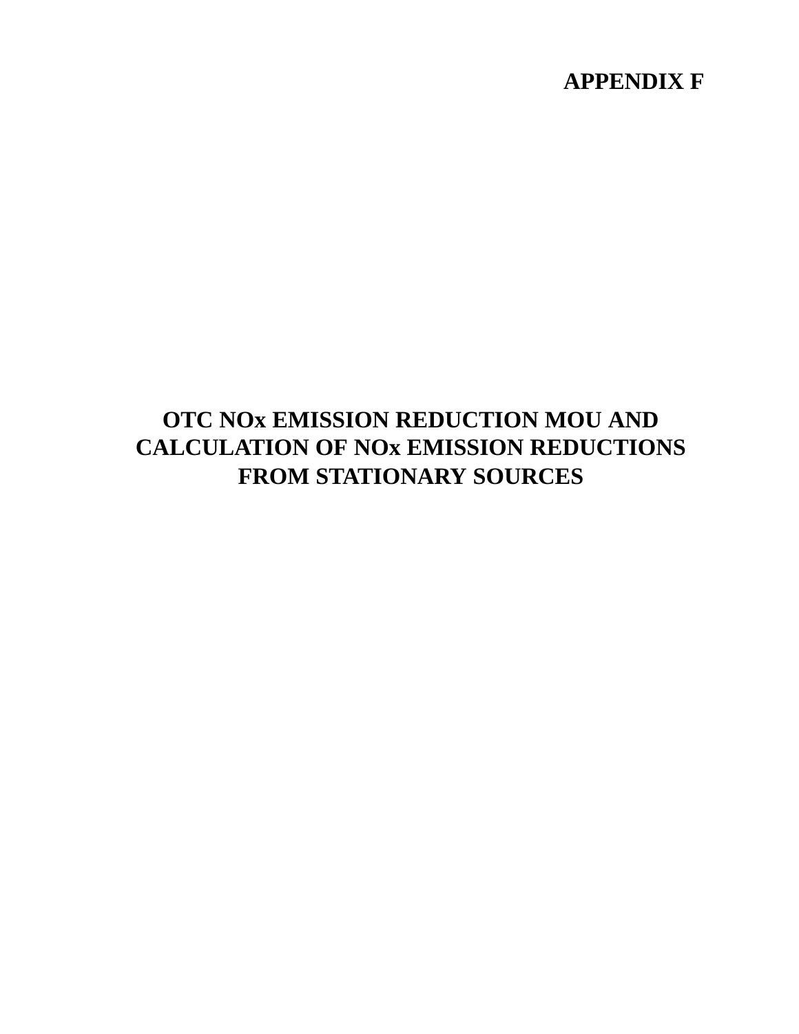# APPENDIX F

# OTC NOx EMISSION REDUCTION MOU AND CALCULATION OF NOx EMISSION REDUCTIONS FROM STATIONARY SOURCES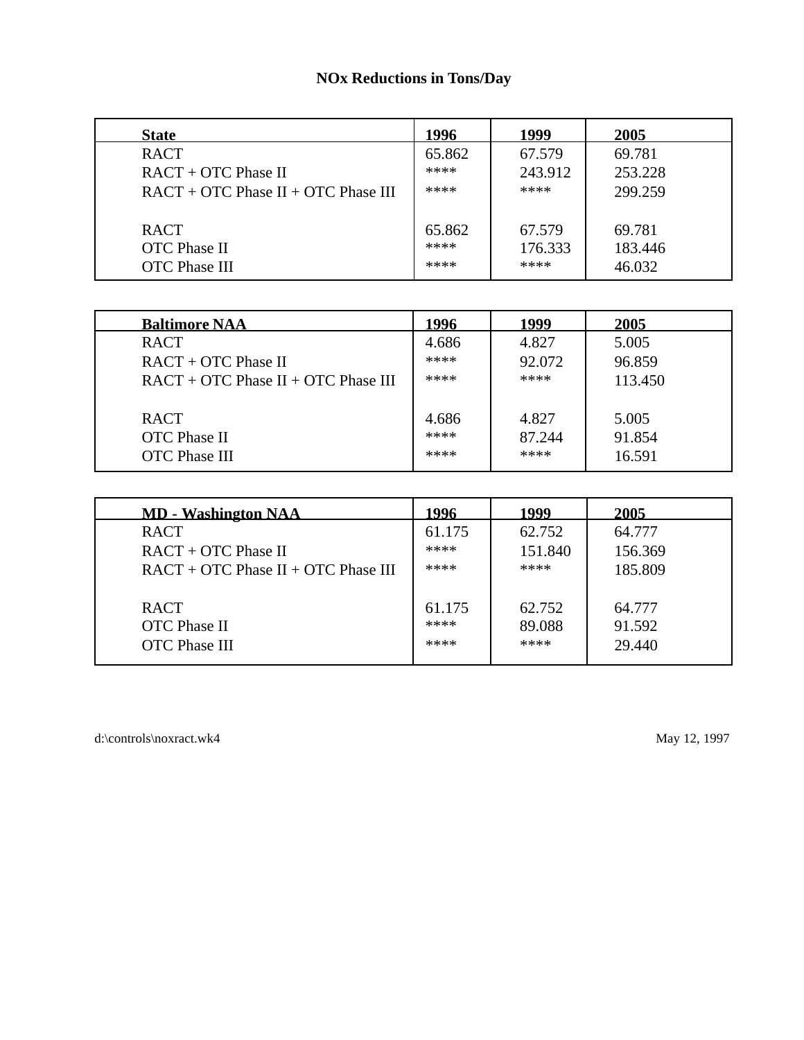# NOx Reductions in Tons/Day

| State | 1996 | 1999 | 2005 |
|---|---|---|---|
| RACT | 65.862 | 67.579 | 69.781 |
| RACT + OTC Phase II | **** | 243.912 | 253.228 |
| RACT + OTC Phase II + OTC Phase III | **** | **** | 299.259 |
| | | | |
| RACT | 65.862 | 67.579 | 69.781 |
| OTC Phase II | **** | 176.333 | 183.446 |
| OTC Phase III | **** | **** | 46.032 |

| Baltimore NAA | 1996 | 1999 | 2005 |
|---|---|---|---|
| RACT | 4.686 | 4.827 | 5.005 |
| RACT + OTC Phase II | **** | 92.072 | 96.859 |
| RACT + OTC Phase II + OTC Phase III | **** | **** | 113.450 |
| | | | |
| RACT | 4.686 | 4.827 | 5.005 |
| OTC Phase II | **** | 87.244 | 91.854 |
| OTC Phase III | **** | **** | 16.591 |

| MD - Washington NAA | 1996 | 1999 | 2005 |
|---|---|---|---|
| RACT | 61.175 | 62.752 | 64.777 |
| RACT + OTC Phase II | **** | 151.840 | 156.369 |
| RACT + OTC Phase II + OTC Phase III | **** | **** | 185.809 |
| | | | |
| RACT | 61.175 | 62.752 | 64.777 |
| OTC Phase II | **** | 89.088 | 91.592 |
| OTC Phase III | **** | **** | 29.440 |

d:\controls\noxract.wk4 May 12, 1997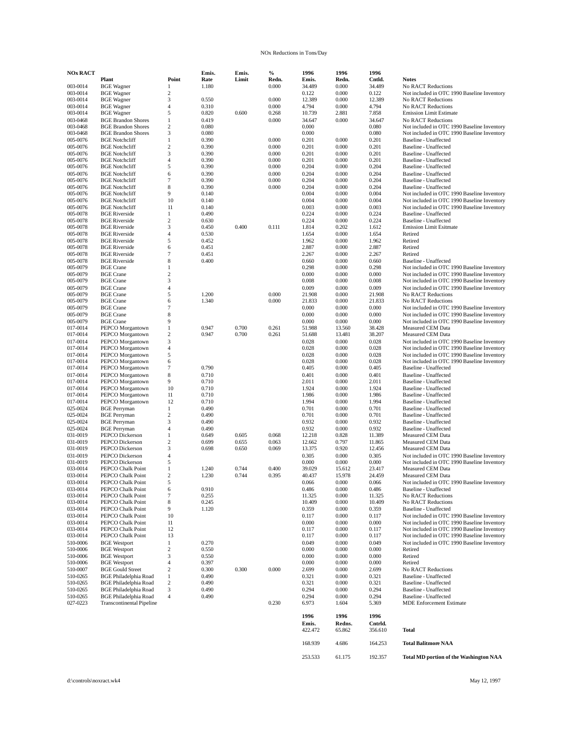NOx Reductions in Tons/Day

| NOx RACT | Plant | Point | Emis. Rate | Emis. Limit | % Redn. | 1996 Emis. | 1996 Redn. | 1996 Cntld. | Notes |
|---|---|---|---|---|---|---|---|---|---|
| 003-0014 | BGE Wagner | 1 | 1.180 | | 0.000 | 34.489 | 0.000 | 34.489 | No RACT Reductions |
| 003-0014 | BGE Wagner | 2 | | | | 0.122 | 0.000 | 0.122 | Not included in OTC 1990 Baseline Inventory |
| 003-0014 | BGE Wagner | 3 | 0.550 | | 0.000 | 12.389 | 0.000 | 12.389 | No RACT Reductions |
| 003-0014 | BGE Wagner | 4 | 0.310 | | 0.000 | 4.794 | 0.000 | 4.794 | No RACT Reductions |
| 003-0014 | BGE Wagner | 5 | 0.820 | 0.600 | 0.268 | 10.739 | 2.881 | 7.858 | Emission Limit Estimate |
| 003-0468 | BGE Brandon Shores | 1 | 0.419 | | 0.000 | 34.647 | 0.000 | 34.647 | No RACT Reductions |
| 003-0468 | BGE Brandon Shores | 2 | 0.080 | | | 0.000 | | 0.080 | Not included in OTC 1990 Baseline Inventory |
| 003-0468 | BGE Brandon Shores | 3 | 0.080 | | | 0.000 | | 0.080 | Not included in OTC 1990 Baseline Inventory |
| 005-0076 | BGE Notchcliff | 1 | 0.390 | | 0.000 | 0.201 | 0.000 | 0.201 | Baseline - Unaffected |
| 005-0076 | BGE Notchcliff | 2 | 0.390 | | 0.000 | 0.201 | 0.000 | 0.201 | Baseline - Unaffected |
| 005-0076 | BGE Notchcliff | 3 | 0.390 | | 0.000 | 0.201 | 0.000 | 0.201 | Baseline - Unaffected |
| 005-0076 | BGE Notchcliff | 4 | 0.390 | | 0.000 | 0.201 | 0.000 | 0.201 | Baseline - Unaffected |
| 005-0076 | BGE Notchcliff | 5 | 0.390 | | 0.000 | 0.204 | 0.000 | 0.204 | Baseline - Unaffected |
| 005-0076 | BGE Notchcliff | 6 | 0.390 | | 0.000 | 0.204 | 0.000 | 0.204 | Baseline - Unaffected |
| 005-0076 | BGE Notchcliff | 7 | 0.390 | | 0.000 | 0.204 | 0.000 | 0.204 | Baseline - Unaffected |
| 005-0076 | BGE Notchcliff | 8 | 0.390 | | 0.000 | 0.204 | 0.000 | 0.204 | Baseline - Unaffected |
| 005-0076 | BGE Notchcliff | 9 | 0.140 | | | 0.004 | 0.000 | 0.004 | Not included in OTC 1990 Baseline Inventory |
| 005-0076 | BGE Notchcliff | 10 | 0.140 | | | 0.004 | 0.000 | 0.004 | Not included in OTC 1990 Baseline Inventory |
| 005-0076 | BGE Notchcliff | 11 | 0.140 | | | 0.003 | 0.000 | 0.003 | Not included in OTC 1990 Baseline Inventory |
| 005-0078 | BGE Riverside | 1 | 0.490 | | | 0.224 | 0.000 | 0.224 | Baseline - Unaffected |
| 005-0078 | BGE Riverside | 2 | 0.630 | | | 0.224 | 0.000 | 0.224 | Baseline - Unaffected |
| 005-0078 | BGE Riverside | 3 | 0.450 | 0.400 | 0.111 | 1.814 | 0.202 | 1.612 | Emission Limit Esitmate |
| 005-0078 | BGE Riverside | 4 | 0.530 | | | 1.654 | 0.000 | 1.654 | Retired |
| 005-0078 | BGE Riverside | 5 | 0.452 | | | 1.962 | 0.000 | 1.962 | Retired |
| 005-0078 | BGE Riverside | 6 | 0.451 | | | 2.887 | 0.000 | 2.887 | Retired |
| 005-0078 | BGE Riverside | 7 | 0.451 | | | 2.267 | 0.000 | 2.267 | Retired |
| 005-0078 | BGE Riverside | 8 | 0.400 | | | 0.660 | 0.000 | 0.660 | Baseline - Unaffected |
| 005-0079 | BGE Crane | 1 | | | | 0.298 | 0.000 | 0.298 | Not included in OTC 1990 Baseline Inventory |
| 005-0079 | BGE Crane | 2 | | | | 0.000 | 0.000 | 0.000 | Not included in OTC 1990 Baseline Inventory |
| 005-0079 | BGE Crane | 3 | | | | 0.008 | 0.000 | 0.008 | Not included in OTC 1990 Baseline Inventory |
| 005-0079 | BGE Crane | 4 | | | | 0.009 | 0.000 | 0.009 | Not included in OTC 1990 Baseline Inventory |
| 005-0079 | BGE Crane | 5 | 1.200 | | 0.000 | 21.908 | 0.000 | 21.908 | No RACT Reductions |
| 005-0079 | BGE Crane | 6 | 1.340 | | 0.000 | 21.833 | 0.000 | 21.833 | No RACT Reductions |
| 005-0079 | BGE Crane | 7 | | | | 0.000 | 0.000 | 0.000 | Not included in OTC 1990 Baseline Inventory |
| 005-0079 | BGE Crane | 8 | | | | 0.000 | 0.000 | 0.000 | Not included in OTC 1990 Baseline Inventory |
| 005-0079 | BGE Crane | 9 | | | | 0.000 | 0.000 | 0.000 | Not included in OTC 1990 Baseline Inventory |
| 017-0014 | PEPCO Morgantown | 1 | 0.947 | 0.700 | 0.261 | 51.988 | 13.560 | 38.428 | Measured CEM Data |
| 017-0014 | PEPCO Morgantown | 2 | 0.947 | 0.700 | 0.261 | 51.688 | 13.481 | 38.207 | Measured CEM Data |
| 017-0014 | PEPCO Morgantown | 3 | | | | 0.028 | 0.000 | 0.028 | Not included in OTC 1990 Baseline Inventory |
| 017-0014 | PEPCO Morgantown | 4 | | | | 0.028 | 0.000 | 0.028 | Not included in OTC 1990 Baseline Inventory |
| 017-0014 | PEPCO Morgantown | 5 | | | | 0.028 | 0.000 | 0.028 | Not included in OTC 1990 Baseline Inventory |
| 017-0014 | PEPCO Morgantown | 6 | | | | 0.028 | 0.000 | 0.028 | Not included in OTC 1990 Baseline Inventory |
| 017-0014 | PEPCO Morgantown | 7 | 0.790 | | | 0.405 | 0.000 | 0.405 | Baseline - Unaffected |
| 017-0014 | PEPCO Morgantown | 8 | 0.710 | | | 0.401 | 0.000 | 0.401 | Baseline - Unaffected |
| 017-0014 | PEPCO Morgantown | 9 | 0.710 | | | 2.011 | 0.000 | 2.011 | Baseline - Unaffected |
| 017-0014 | PEPCO Morgantown | 10 | 0.710 | | | 1.924 | 0.000 | 1.924 | Baseline - Unaffected |
| 017-0014 | PEPCO Morgantown | 11 | 0.710 | | | 1.986 | 0.000 | 1.986 | Baseline - Unaffected |
| 017-0014 | PEPCO Morgantown | 12 | 0.710 | | | 1.994 | 0.000 | 1.994 | Baseline - Unaffected |
| 025-0024 | BGE Perryman | 1 | 0.490 | | | 0.701 | 0.000 | 0.701 | Baseline - Unaffected |
| 025-0024 | BGE Perryman | 2 | 0.490 | | | 0.701 | 0.000 | 0.701 | Baseline - Unaffected |
| 025-0024 | BGE Perryman | 3 | 0.490 | | | 0.932 | 0.000 | 0.932 | Baseline - Unaffected |
| 025-0024 | BGE Perryman | 4 | 0.490 | | | 0.932 | 0.000 | 0.932 | Baseline - Unaffected |
| 031-0019 | PEPCO Dickerson | 1 | 0.649 | 0.605 | 0.068 | 12.218 | 0.828 | 11.389 | Measured CEM Data |
| 031-0019 | PEPCO Dickerson | 2 | 0.699 | 0.655 | 0.063 | 12.662 | 0.797 | 11.865 | Measured CEM Data |
| 031-0019 | PEPCO Dickerson | 3 | 0.698 | 0.650 | 0.069 | 13.375 | 0.920 | 12.456 | Measured CEM Data |
| 031-0019 | PEPCO Dickerson | 4 | | | | 0.305 | 0.000 | 0.305 | Not included in OTC 1990 Baseline Inventory |
| 031-0019 | PEPCO Dickerson | 5 | | | | 0.000 | 0.000 | 0.000 | Not included in OTC 1990 Baseline Inventory |
| 033-0014 | PEPCO Chalk Point | 1 | 1.240 | 0.744 | 0.400 | 39.029 | 15.612 | 23.417 | Measured CEM Data |
| 033-0014 | PEPCO Chalk Point | 2 | 1.230 | 0.744 | 0.395 | 40.437 | 15.978 | 24.459 | Measured CEM Data |
| 033-0014 | PEPCO Chalk Point | 5 | | | | 0.066 | 0.000 | 0.066 | Not included in OTC 1990 Baseline Inventory |
| 033-0014 | PEPCO Chalk Point | 6 | 0.910 | | | 0.486 | 0.000 | 0.486 | Baseline - Unaffected |
| 033-0014 | PEPCO Chalk Point | 7 | 0.255 | | | 11.325 | 0.000 | 11.325 | No RACT Reductions |
| 033-0014 | PEPCO Chalk Point | 8 | 0.245 | | | 10.409 | 0.000 | 10.409 | No RACT Reductions |
| 033-0014 | PEPCO Chalk Point | 9 | 1.120 | | | 0.359 | 0.000 | 0.359 | Baseline - Unaffected |
| 033-0014 | PEPCO Chalk Point | 10 | | | | 0.117 | 0.000 | 0.117 | Not included in OTC 1990 Baseline Inventory |
| 033-0014 | PEPCO Chalk Point | 11 | | | | 0.000 | 0.000 | 0.000 | Not included in OTC 1990 Baseline Inventory |
| 033-0014 | PEPCO Chalk Point | 12 | | | | 0.117 | 0.000 | 0.117 | Not included in OTC 1990 Baseline Inventory |
| 033-0014 | PEPCO Chalk Point | 13 | | | | 0.117 | 0.000 | 0.117 | Not included in OTC 1990 Baseline Inventory |
| 510-0006 | BGE Westport | 1 | 0.270 | | | 0.049 | 0.000 | 0.049 | Not included in OTC 1990 Baseline Inventory |
| 510-0006 | BGE Westport | 2 | 0.550 | | | 0.000 | 0.000 | 0.000 | Retired |
| 510-0006 | BGE Westport | 3 | 0.550 | | | 0.000 | 0.000 | 0.000 | Retired |
| 510-0006 | BGE Westport | 4 | 0.397 | | | 0.000 | 0.000 | 0.000 | Retired |
| 510-0007 | BGE Gould Street | 2 | 0.300 | 0.300 | 0.000 | 2.699 | 0.000 | 2.699 | No RACT Reductions |
| 510-0265 | BGE Philadelphia Road | 1 | 0.490 | | | 0.321 | 0.000 | 0.321 | Baseline - Unaffected |
| 510-0265 | BGE Philadelphia Road | 2 | 0.490 | | | 0.321 | 0.000 | 0.321 | Baseline - Unaffected |
| 510-0265 | BGE Philadelphia Road | 3 | 0.490 | | | 0.294 | 0.000 | 0.294 | Baseline - Unaffected |
| 510-0265 | BGE Philadelphia Road | 4 | 0.490 | | | 0.294 | 0.000 | 0.294 | Baseline - Unaffected |
| 027-0223 | Transcontinental Pipeline | | | | 0.230 | 6.973 | 1.604 | 5.369 | MDE Enforcement Estimate |

| 1996 Emis. | 1996 Redns. | 1996 Cntrld. | |
|---|---|---|---|
| 422.472 | 65.862 | 356.610 | **Total** |
| 168.939 | 4.686 | 164.253 | **Total Balitmore NAA** |
| 253.533 | 61.175 | 192.357 | **Total MD portion of the Washington NAA** |

d:\controls\noxract.wk4 May 12, 1997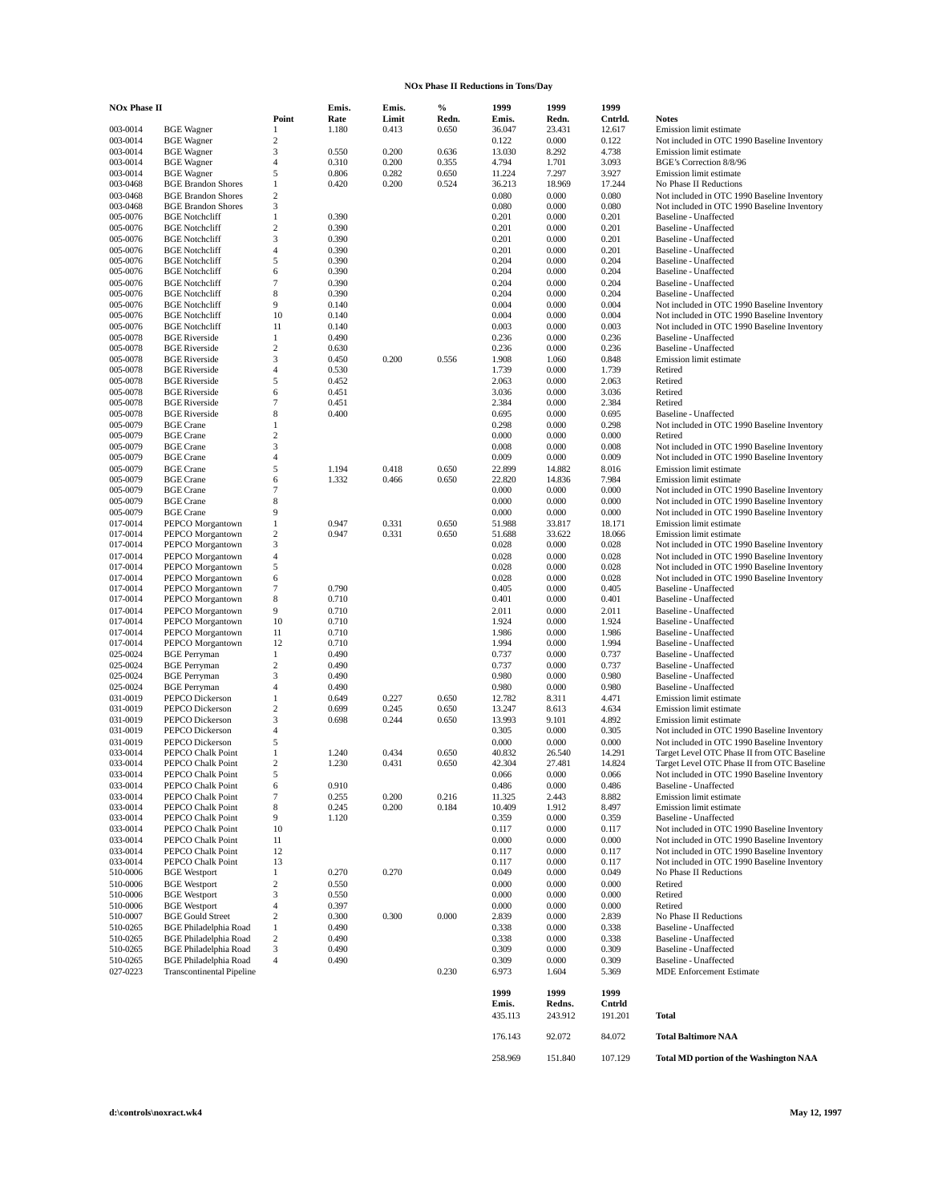# NOx Phase II Reductions in Tons/Day

| NOx Phase II | | Point | Emis. Rate | Emis. Limit | % Redn. | 1999 Emis. | 1999 Redn. | 1999 Cntrld. | Notes |
|---|---|---|---|---|---|---|---|---|---|
| 003-0014 | BGE Wagner | 1 | 1.180 | 0.413 | 0.650 | 36.047 | 23.431 | 12.617 | Emission limit estimate |
| 003-0014 | BGE Wagner | 2 | | | | 0.122 | 0.000 | 0.122 | Not included in OTC 1990 Baseline Inventory |
| 003-0014 | BGE Wagner | 3 | 0.550 | 0.200 | 0.636 | 13.030 | 8.292 | 4.738 | Emission limit estimate |
| 003-0014 | BGE Wagner | 4 | 0.310 | 0.200 | 0.355 | 4.794 | 1.701 | 3.093 | BGE's Correction 8/8/96 |
| 003-0014 | BGE Wagner | 5 | 0.806 | 0.282 | 0.650 | 11.224 | 7.297 | 3.927 | Emission limit estimate |
| 003-0468 | BGE Brandon Shores | 1 | 0.420 | 0.200 | 0.524 | 36.213 | 18.969 | 17.244 | No Phase II Reductions |
| 003-0468 | BGE Brandon Shores | 2 | | | | 0.080 | 0.000 | 0.080 | Not included in OTC 1990 Baseline Inventory |
| 003-0468 | BGE Brandon Shores | 3 | | | | 0.080 | 0.000 | 0.080 | Not included in OTC 1990 Baseline Inventory |
| 005-0076 | BGE Notchcliff | 1 | 0.390 | | | 0.201 | 0.000 | 0.201 | Baseline - Unaffected |
| 005-0076 | BGE Notchcliff | 2 | 0.390 | | | 0.201 | 0.000 | 0.201 | Baseline - Unaffected |
| 005-0076 | BGE Notchcliff | 3 | 0.390 | | | 0.201 | 0.000 | 0.201 | Baseline - Unaffected |
| 005-0076 | BGE Notchcliff | 4 | 0.390 | | | 0.201 | 0.000 | 0.201 | Baseline - Unaffected |
| 005-0076 | BGE Notchcliff | 5 | 0.390 | | | 0.204 | 0.000 | 0.204 | Baseline - Unaffected |
| 005-0076 | BGE Notchcliff | 6 | 0.390 | | | 0.204 | 0.000 | 0.204 | Baseline - Unaffected |
| 005-0076 | BGE Notchcliff | 7 | 0.390 | | | 0.204 | 0.000 | 0.204 | Baseline - Unaffected |
| 005-0076 | BGE Notchcliff | 8 | 0.390 | | | 0.204 | 0.000 | 0.204 | Baseline - Unaffected |
| 005-0076 | BGE Notchcliff | 9 | 0.140 | | | 0.004 | 0.000 | 0.004 | Not included in OTC 1990 Baseline Inventory |
| 005-0076 | BGE Notchcliff | 10 | 0.140 | | | 0.004 | 0.000 | 0.004 | Not included in OTC 1990 Baseline Inventory |
| 005-0076 | BGE Notchcliff | 11 | 0.140 | | | 0.003 | 0.000 | 0.003 | Not included in OTC 1990 Baseline Inventory |
| 005-0078 | BGE Riverside | 1 | 0.490 | | | 0.236 | 0.000 | 0.236 | Baseline - Unaffected |
| 005-0078 | BGE Riverside | 2 | 0.630 | | | 0.236 | 0.000 | 0.236 | Baseline - Unaffected |
| 005-0078 | BGE Riverside | 3 | 0.450 | 0.200 | 0.556 | 1.908 | 1.060 | 0.848 | Emission limit estimate |
| 005-0078 | BGE Riverside | 4 | 0.530 | | | 1.739 | 0.000 | 1.739 | Retired |
| 005-0078 | BGE Riverside | 5 | 0.452 | | | 2.063 | 0.000 | 2.063 | Retired |
| 005-0078 | BGE Riverside | 6 | 0.451 | | | 3.036 | 0.000 | 3.036 | Retired |
| 005-0078 | BGE Riverside | 7 | 0.451 | | | 2.384 | 0.000 | 2.384 | Retired |
| 005-0078 | BGE Riverside | 8 | 0.400 | | | 0.695 | 0.000 | 0.695 | Baseline - Unaffected |
| 005-0079 | BGE Crane | 1 | | | | 0.298 | 0.000 | 0.298 | Not included in OTC 1990 Baseline Inventory |
| 005-0079 | BGE Crane | 2 | | | | 0.000 | 0.000 | 0.000 | Retired |
| 005-0079 | BGE Crane | 3 | | | | 0.008 | 0.000 | 0.008 | Not included in OTC 1990 Baseline Inventory |
| 005-0079 | BGE Crane | 4 | | | | 0.009 | 0.000 | 0.009 | Not included in OTC 1990 Baseline Inventory |
| 005-0079 | BGE Crane | 5 | 1.194 | 0.418 | 0.650 | 22.899 | 14.882 | 8.016 | Emission limit estimate |
| 005-0079 | BGE Crane | 6 | 1.332 | 0.466 | 0.650 | 22.820 | 14.836 | 7.984 | Emission limit estimate |
| 005-0079 | BGE Crane | 7 | | | | 0.000 | 0.000 | 0.000 | Not included in OTC 1990 Baseline Inventory |
| 005-0079 | BGE Crane | 8 | | | | 0.000 | 0.000 | 0.000 | Not included in OTC 1990 Baseline Inventory |
| 005-0079 | BGE Crane | 9 | | | | 0.000 | 0.000 | 0.000 | Not included in OTC 1990 Baseline Inventory |
| 017-0014 | PEPCO Morgantown | 1 | 0.947 | 0.331 | 0.650 | 51.988 | 33.817 | 18.171 | Emission limit estimate |
| 017-0014 | PEPCO Morgantown | 2 | 0.947 | 0.331 | 0.650 | 51.688 | 33.622 | 18.066 | Emission limit estimate |
| 017-0014 | PEPCO Morgantown | 3 | | | | 0.028 | 0.000 | 0.028 | Not included in OTC 1990 Baseline Inventory |
| 017-0014 | PEPCO Morgantown | 4 | | | | 0.028 | 0.000 | 0.028 | Not included in OTC 1990 Baseline Inventory |
| 017-0014 | PEPCO Morgantown | 5 | | | | 0.028 | 0.000 | 0.028 | Not included in OTC 1990 Baseline Inventory |
| 017-0014 | PEPCO Morgantown | 6 | | | | 0.028 | 0.000 | 0.028 | Not included in OTC 1990 Baseline Inventory |
| 017-0014 | PEPCO Morgantown | 7 | 0.790 | | | 0.405 | 0.000 | 0.405 | Baseline - Unaffected |
| 017-0014 | PEPCO Morgantown | 8 | 0.710 | | | 0.401 | 0.000 | 0.401 | Baseline - Unaffected |
| 017-0014 | PEPCO Morgantown | 9 | 0.710 | | | 2.011 | 0.000 | 2.011 | Baseline - Unaffected |
| 017-0014 | PEPCO Morgantown | 10 | 0.710 | | | 1.924 | 0.000 | 1.924 | Baseline - Unaffected |
| 017-0014 | PEPCO Morgantown | 11 | 0.710 | | | 1.986 | 0.000 | 1.986 | Baseline - Unaffected |
| 017-0014 | PEPCO Morgantown | 12 | 0.710 | | | 1.994 | 0.000 | 1.994 | Baseline - Unaffected |
| 025-0024 | BGE Perryman | 1 | 0.490 | | | 0.737 | 0.000 | 0.737 | Baseline - Unaffected |
| 025-0024 | BGE Perryman | 2 | 0.490 | | | 0.737 | 0.000 | 0.737 | Baseline - Unaffected |
| 025-0024 | BGE Perryman | 3 | 0.490 | | | 0.980 | 0.000 | 0.980 | Baseline - Unaffected |
| 025-0024 | BGE Perryman | 4 | 0.490 | | | 0.980 | 0.000 | 0.980 | Baseline - Unaffected |
| 031-0019 | PEPCO Dickerson | 1 | 0.649 | 0.227 | 0.650 | 12.782 | 8.311 | 4.471 | Emission limit estimate |
| 031-0019 | PEPCO Dickerson | 2 | 0.699 | 0.245 | 0.650 | 13.247 | 8.613 | 4.634 | Emission limit estimate |
| 031-0019 | PEPCO Dickerson | 3 | 0.698 | 0.244 | 0.650 | 13.993 | 9.101 | 4.892 | Emission limit estimate |
| 031-0019 | PEPCO Dickerson | 4 | | | | 0.305 | 0.000 | 0.305 | Not included in OTC 1990 Baseline Inventory |
| 031-0019 | PEPCO Dickerson | 5 | | | | 0.000 | 0.000 | 0.000 | Not included in OTC 1990 Baseline Inventory |
| 033-0014 | PEPCO Chalk Point | 1 | 1.240 | 0.434 | 0.650 | 40.832 | 26.540 | 14.291 | Target Level OTC Phase II from OTC Baseline |
| 033-0014 | PEPCO Chalk Point | 2 | 1.230 | 0.431 | 0.650 | 42.304 | 27.481 | 14.824 | Target Level OTC Phase II from OTC Baseline |
| 033-0014 | PEPCO Chalk Point | 5 | | | | 0.066 | 0.000 | 0.066 | Not included in OTC 1990 Baseline Inventory |
| 033-0014 | PEPCO Chalk Point | 6 | 0.910 | | | 0.486 | 0.000 | 0.486 | Baseline - Unaffected |
| 033-0014 | PEPCO Chalk Point | 7 | 0.255 | 0.200 | 0.216 | 11.325 | 2.443 | 8.882 | Emission limit estimate |
| 033-0014 | PEPCO Chalk Point | 8 | 0.245 | 0.200 | 0.184 | 10.409 | 1.912 | 8.497 | Emission limit estimate |
| 033-0014 | PEPCO Chalk Point | 9 | 1.120 | | | 0.359 | 0.000 | 0.359 | Baseline - Unaffected |
| 033-0014 | PEPCO Chalk Point | 10 | | | | 0.117 | 0.000 | 0.117 | Not included in OTC 1990 Baseline Inventory |
| 033-0014 | PEPCO Chalk Point | 11 | | | | 0.000 | 0.000 | 0.000 | Not included in OTC 1990 Baseline Inventory |
| 033-0014 | PEPCO Chalk Point | 12 | | | | 0.117 | 0.000 | 0.117 | Not included in OTC 1990 Baseline Inventory |
| 033-0014 | PEPCO Chalk Point | 13 | | | | 0.117 | 0.000 | 0.117 | Not included in OTC 1990 Baseline Inventory |
| 510-0006 | BGE Westport | 1 | 0.270 | 0.270 | | 0.049 | 0.000 | 0.049 | No Phase II Reductions |
| 510-0006 | BGE Westport | 2 | 0.550 | | | 0.000 | 0.000 | 0.000 | Retired |
| 510-0006 | BGE Westport | 3 | 0.550 | | | 0.000 | 0.000 | 0.000 | Retired |
| 510-0006 | BGE Westport | 4 | 0.397 | | | 0.000 | 0.000 | 0.000 | Retired |
| 510-0007 | BGE Gould Street | 2 | 0.300 | 0.300 | 0.000 | 2.839 | 0.000 | 2.839 | No Phase II Reductions |
| 510-0265 | BGE Philadelphia Road | 1 | 0.490 | | | 0.338 | 0.000 | 0.338 | Baseline - Unaffected |
| 510-0265 | BGE Philadelphia Road | 2 | 0.490 | | | 0.338 | 0.000 | 0.338 | Baseline - Unaffected |
| 510-0265 | BGE Philadelphia Road | 3 | 0.490 | | | 0.309 | 0.000 | 0.309 | Baseline - Unaffected |
| 510-0265 | BGE Philadelphia Road | 4 | 0.490 | | | 0.309 | 0.000 | 0.309 | Baseline - Unaffected |
| 027-0223 | Transcontinental Pipeline | | | | 0.230 | 6.973 | 1.604 | 5.369 | MDE Enforcement Estimate |

| 1999 Emis. | 1999 Redns. | 1999 Cntrld | |
|---|---|---|---|
| 435.113 | 243.912 | 191.201 | **Total** |
| 176.143 | 92.072 | 84.072 | **Total Baltimore NAA** |
| 258.969 | 151.840 | 107.129 | **Total MD portion of the Washington NAA** |

d:\controls\noxract.wk4 May 12, 1997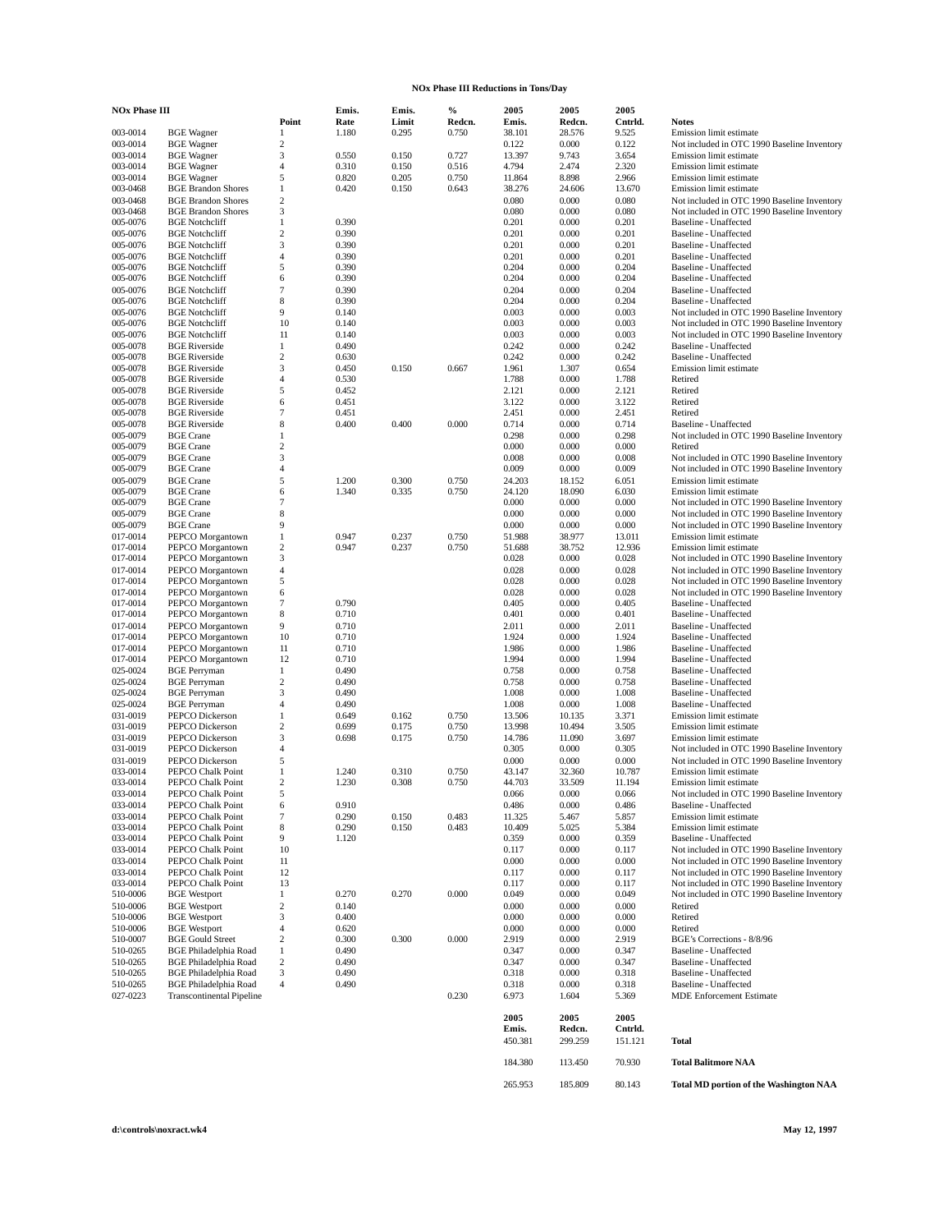# NOx Phase III Reductions in Tons/Day

| NOx Phase III | | Point | Emis. Rate | Emis. Limit | % Redcn. | 2005 Emis. | 2005 Redcn. | 2005 Cntrld. | Notes |
|---|---|---|---|---|---|---|---|---|---|
| 003-0014 | BGE Wagner | 1 | 1.180 | 0.295 | 0.750 | 38.101 | 28.576 | 9.525 | Emission limit estimate |
| 003-0014 | BGE Wagner | 2 | | | | 0.122 | 0.000 | 0.122 | Not included in OTC 1990 Baseline Inventory |
| 003-0014 | BGE Wagner | 3 | 0.550 | 0.150 | 0.727 | 13.397 | 9.743 | 3.654 | Emission limit estimate |
| 003-0014 | BGE Wagner | 4 | 0.310 | 0.150 | 0.516 | 4.794 | 2.474 | 2.320 | Emission limit estimate |
| 003-0014 | BGE Wagner | 5 | 0.820 | 0.205 | 0.750 | 11.864 | 8.898 | 2.966 | Emission limit estimate |
| 003-0468 | BGE Brandon Shores | 1 | 0.420 | 0.150 | 0.643 | 38.276 | 24.606 | 13.670 | Emission limit estimate |
| 003-0468 | BGE Brandon Shores | 2 | | | | 0.080 | 0.000 | 0.080 | Not included in OTC 1990 Baseline Inventory |
| 003-0468 | BGE Brandon Shores | 3 | | | | 0.080 | 0.000 | 0.080 | Not included in OTC 1990 Baseline Inventory |
| 005-0076 | BGE Notchcliff | 1 | 0.390 | | | 0.201 | 0.000 | 0.201 | Baseline - Unaffected |
| 005-0076 | BGE Notchcliff | 2 | 0.390 | | | 0.201 | 0.000 | 0.201 | Baseline - Unaffected |
| 005-0076 | BGE Notchcliff | 3 | 0.390 | | | 0.201 | 0.000 | 0.201 | Baseline - Unaffected |
| 005-0076 | BGE Notchcliff | 4 | 0.390 | | | 0.201 | 0.000 | 0.201 | Baseline - Unaffected |
| 005-0076 | BGE Notchcliff | 5 | 0.390 | | | 0.204 | 0.000 | 0.204 | Baseline - Unaffected |
| 005-0076 | BGE Notchcliff | 6 | 0.390 | | | 0.204 | 0.000 | 0.204 | Baseline - Unaffected |
| 005-0076 | BGE Notchcliff | 7 | 0.390 | | | 0.204 | 0.000 | 0.204 | Baseline - Unaffected |
| 005-0076 | BGE Notchcliff | 8 | 0.390 | | | 0.204 | 0.000 | 0.204 | Baseline - Unaffected |
| 005-0076 | BGE Notchcliff | 9 | 0.140 | | | 0.003 | 0.000 | 0.003 | Not included in OTC 1990 Baseline Inventory |
| 005-0076 | BGE Notchcliff | 10 | 0.140 | | | 0.003 | 0.000 | 0.003 | Not included in OTC 1990 Baseline Inventory |
| 005-0076 | BGE Notchcliff | 11 | 0.140 | | | 0.003 | 0.000 | 0.003 | Not included in OTC 1990 Baseline Inventory |
| 005-0078 | BGE Riverside | 1 | 0.490 | | | 0.242 | 0.000 | 0.242 | Baseline - Unaffected |
| 005-0078 | BGE Riverside | 2 | 0.630 | | | 0.242 | 0.000 | 0.242 | Baseline - Unaffected |
| 005-0078 | BGE Riverside | 3 | 0.450 | 0.150 | 0.667 | 1.961 | 1.307 | 0.654 | Emission limit estimate |
| 005-0078 | BGE Riverside | 4 | 0.530 | | | 1.788 | 0.000 | 1.788 | Retired |
| 005-0078 | BGE Riverside | 5 | 0.452 | | | 2.121 | 0.000 | 2.121 | Retired |
| 005-0078 | BGE Riverside | 6 | 0.451 | | | 3.122 | 0.000 | 3.122 | Retired |
| 005-0078 | BGE Riverside | 7 | 0.451 | | | 2.451 | 0.000 | 2.451 | Retired |
| 005-0078 | BGE Riverside | 8 | 0.400 | 0.400 | 0.000 | 0.714 | 0.000 | 0.714 | Baseline - Unaffected |
| 005-0079 | BGE Crane | 1 | | | | 0.298 | 0.000 | 0.298 | Not included in OTC 1990 Baseline Inventory |
| 005-0079 | BGE Crane | 2 | | | | 0.000 | 0.000 | 0.000 | Retired |
| 005-0079 | BGE Crane | 3 | | | | 0.008 | 0.000 | 0.008 | Not included in OTC 1990 Baseline Inventory |
| 005-0079 | BGE Crane | 4 | | | | 0.009 | 0.000 | 0.009 | Not included in OTC 1990 Baseline Inventory |
| 005-0079 | BGE Crane | 5 | 1.200 | 0.300 | 0.750 | 24.203 | 18.152 | 6.051 | Emission limit estimate |
| 005-0079 | BGE Crane | 6 | 1.340 | 0.335 | 0.750 | 24.120 | 18.090 | 6.030 | Emission limit estimate |
| 005-0079 | BGE Crane | 7 | | | | 0.000 | 0.000 | 0.000 | Not included in OTC 1990 Baseline Inventory |
| 005-0079 | BGE Crane | 8 | | | | 0.000 | 0.000 | 0.000 | Not included in OTC 1990 Baseline Inventory |
| 005-0079 | BGE Crane | 9 | | | | 0.000 | 0.000 | 0.000 | Not included in OTC 1990 Baseline Inventory |
| 017-0014 | PEPCO Morgantown | 1 | 0.947 | 0.237 | 0.750 | 51.988 | 38.977 | 13.011 | Emission limit estimate |
| 017-0014 | PEPCO Morgantown | 2 | 0.947 | 0.237 | 0.750 | 51.688 | 38.752 | 12.936 | Emission limit estimate |
| 017-0014 | PEPCO Morgantown | 3 | | | | 0.028 | 0.000 | 0.028 | Not included in OTC 1990 Baseline Inventory |
| 017-0014 | PEPCO Morgantown | 4 | | | | 0.028 | 0.000 | 0.028 | Not included in OTC 1990 Baseline Inventory |
| 017-0014 | PEPCO Morgantown | 5 | | | | 0.028 | 0.000 | 0.028 | Not included in OTC 1990 Baseline Inventory |
| 017-0014 | PEPCO Morgantown | 6 | | | | 0.028 | 0.000 | 0.028 | Not included in OTC 1990 Baseline Inventory |
| 017-0014 | PEPCO Morgantown | 7 | 0.790 | | | 0.405 | 0.000 | 0.405 | Baseline - Unaffected |
| 017-0014 | PEPCO Morgantown | 8 | 0.710 | | | 0.401 | 0.000 | 0.401 | Baseline - Unaffected |
| 017-0014 | PEPCO Morgantown | 9 | 0.710 | | | 2.011 | 0.000 | 2.011 | Baseline - Unaffected |
| 017-0014 | PEPCO Morgantown | 10 | 0.710 | | | 1.924 | 0.000 | 1.924 | Baseline - Unaffected |
| 017-0014 | PEPCO Morgantown | 11 | 0.710 | | | 1.986 | 0.000 | 1.986 | Baseline - Unaffected |
| 017-0014 | PEPCO Morgantown | 12 | 0.710 | | | 1.994 | 0.000 | 1.994 | Baseline - Unaffected |
| 025-0024 | BGE Perryman | 1 | 0.490 | | | 0.758 | 0.000 | 0.758 | Baseline - Unaffected |
| 025-0024 | BGE Perryman | 2 | 0.490 | | | 0.758 | 0.000 | 0.758 | Baseline - Unaffected |
| 025-0024 | BGE Perryman | 3 | 0.490 | | | 1.008 | 0.000 | 1.008 | Baseline - Unaffected |
| 025-0024 | BGE Perryman | 4 | 0.490 | | | 1.008 | 0.000 | 1.008 | Baseline - Unaffected |
| 031-0019 | PEPCO Dickerson | 1 | 0.649 | 0.162 | 0.750 | 13.506 | 10.135 | 3.371 | Emission limit estimate |
| 031-0019 | PEPCO Dickerson | 2 | 0.699 | 0.175 | 0.750 | 13.998 | 10.494 | 3.505 | Emission limit estimate |
| 031-0019 | PEPCO Dickerson | 3 | 0.698 | 0.175 | 0.750 | 14.786 | 11.090 | 3.697 | Emission limit estimate |
| 031-0019 | PEPCO Dickerson | 4 | | | | 0.305 | 0.000 | 0.305 | Not included in OTC 1990 Baseline Inventory |
| 031-0019 | PEPCO Dickerson | 5 | | | | 0.000 | 0.000 | 0.000 | Not included in OTC 1990 Baseline Inventory |
| 033-0014 | PEPCO Chalk Point | 1 | 1.240 | 0.310 | 0.750 | 43.147 | 32.360 | 10.787 | Emission limit estimate |
| 033-0014 | PEPCO Chalk Point | 2 | 1.230 | 0.308 | 0.750 | 44.703 | 33.509 | 11.194 | Emission limit estimate |
| 033-0014 | PEPCO Chalk Point | 5 | | | | 0.066 | 0.000 | 0.066 | Not included in OTC 1990 Baseline Inventory |
| 033-0014 | PEPCO Chalk Point | 6 | 0.910 | | | 0.486 | 0.000 | 0.486 | Baseline - Unaffected |
| 033-0014 | PEPCO Chalk Point | 7 | 0.290 | 0.150 | 0.483 | 11.325 | 5.467 | 5.857 | Emission limit estimate |
| 033-0014 | PEPCO Chalk Point | 8 | 0.290 | 0.150 | 0.483 | 10.409 | 5.025 | 5.384 | Emission limit estimate |
| 033-0014 | PEPCO Chalk Point | 9 | 1.120 | | | 0.359 | 0.000 | 0.359 | Baseline - Unaffected |
| 033-0014 | PEPCO Chalk Point | 10 | | | | 0.117 | 0.000 | 0.117 | Not included in OTC 1990 Baseline Inventory |
| 033-0014 | PEPCO Chalk Point | 11 | | | | 0.000 | 0.000 | 0.000 | Not included in OTC 1990 Baseline Inventory |
| 033-0014 | PEPCO Chalk Point | 12 | | | | 0.117 | 0.000 | 0.117 | Not included in OTC 1990 Baseline Inventory |
| 033-0014 | PEPCO Chalk Point | 13 | | | | 0.117 | 0.000 | 0.117 | Not included in OTC 1990 Baseline Inventory |
| 510-0006 | BGE Westport | 1 | 0.270 | 0.270 | 0.000 | 0.049 | 0.000 | 0.049 | Not included in OTC 1990 Baseline Inventory |
| 510-0006 | BGE Westport | 2 | 0.140 | | | 0.000 | 0.000 | 0.000 | Retired |
| 510-0006 | BGE Westport | 3 | 0.400 | | | 0.000 | 0.000 | 0.000 | Retired |
| 510-0006 | BGE Westport | 4 | 0.620 | | | 0.000 | 0.000 | 0.000 | Retired |
| 510-0007 | BGE Gould Street | 2 | 0.300 | 0.300 | 0.000 | 2.919 | 0.000 | 2.919 | BGE's Corrections - 8/8/96 |
| 510-0265 | BGE Philadelphia Road | 1 | 0.490 | | | 0.347 | 0.000 | 0.347 | Baseline - Unaffected |
| 510-0265 | BGE Philadelphia Road | 2 | 0.490 | | | 0.347 | 0.000 | 0.347 | Baseline - Unaffected |
| 510-0265 | BGE Philadelphia Road | 3 | 0.490 | | | 0.318 | 0.000 | 0.318 | Baseline - Unaffected |
| 510-0265 | BGE Philadelphia Road | 4 | 0.490 | | | 0.318 | 0.000 | 0.318 | Baseline - Unaffected |
| 027-0223 | Transcontinental Pipeline | | | | 0.230 | 6.973 | 1.604 | 5.369 | MDE Enforcement Estimate |

| 2005 Emis. | 2005 Redcn. | 2005 Cntrld. | |
|---|---|---|---|
| 450.381 | 299.259 | 151.121 | **Total** |
| 184.380 | 113.450 | 70.930 | **Total Balitmore NAA** |
| 265.953 | 185.809 | 80.143 | **Total MD portion of the Washington NAA** |

**d:\controls\noxract.wk4** **May 12, 1997**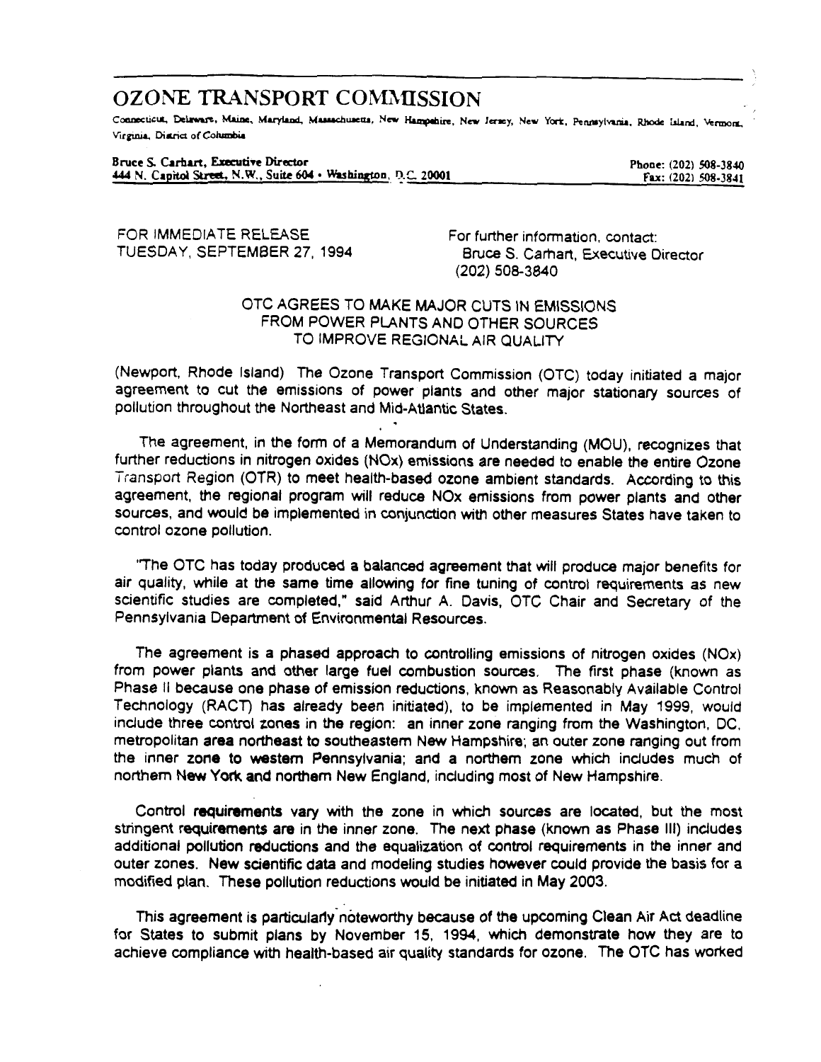# OZONE TRANSPORT COMMISSION

Connecticut, Delaware, Maine, Maryland, Massachusetts, New Hampshire, New Jersey, New York, Pennsylvania, Rhode Island, Vermont, Virginia, District of Columbia

**Bruce S. Carhart, Executive Director**
**444 N. Capitol Street, N.W., Suite 604 • Washington, D.C. 20001**

Phone: (202) 508-3840
Fax: (202) 508-3841

FOR IMMEDIATE RELEASE
TUESDAY, SEPTEMBER 27, 1994

For further information, contact:
Bruce S. Carhart, Executive Director
(202) 508-3840

## OTC AGREES TO MAKE MAJOR CUTS IN EMISSIONS FROM POWER PLANTS AND OTHER SOURCES TO IMPROVE REGIONAL AIR QUALITY

(Newport, Rhode Island) The Ozone Transport Commission (OTC) today initiated a major agreement to cut the emissions of power plants and other major stationary sources of pollution throughout the Northeast and Mid-Atlantic States.

The agreement, in the form of a Memorandum of Understanding (MOU), recognizes that further reductions in nitrogen oxides (NOx) emissions are needed to enable the entire Ozone Transport Region (OTR) to meet health-based ozone ambient standards. According to this agreement, the regional program will reduce NOx emissions from power plants and other sources, and would be implemented in conjunction with other measures States have taken to control ozone pollution.

"The OTC has today produced a balanced agreement that will produce major benefits for air quality, while at the same time allowing for fine tuning of control requirements as new scientific studies are completed," said Arthur A. Davis, OTC Chair and Secretary of the Pennsylvania Department of Environmental Resources.

The agreement is a phased approach to controlling emissions of nitrogen oxides (NOx) from power plants and other large fuel combustion sources. The first phase (known as Phase II because one phase of emission reductions, known as Reasonably Available Control Technology (RACT) has already been initiated), to be implemented in May 1999, would include three control zones in the region: an inner zone ranging from the Washington, DC, metropolitan area northeast to southeastern New Hampshire; an outer zone ranging out from the inner zone to western Pennsylvania; and a northern zone which includes much of northern New York and northern New England, including most of New Hampshire.

Control requirements vary with the zone in which sources are located, but the most stringent requirements are in the inner zone. The next phase (known as Phase III) includes additional pollution reductions and the equalization of control requirements in the inner and outer zones. New scientific data and modeling studies however could provide the basis for a modified plan. These pollution reductions would be initiated in May 2003.

This agreement is particularly noteworthy because of the upcoming Clean Air Act deadline for States to submit plans by November 15, 1994, which demonstrate how they are to achieve compliance with health-based air quality standards for ozone. The OTC has worked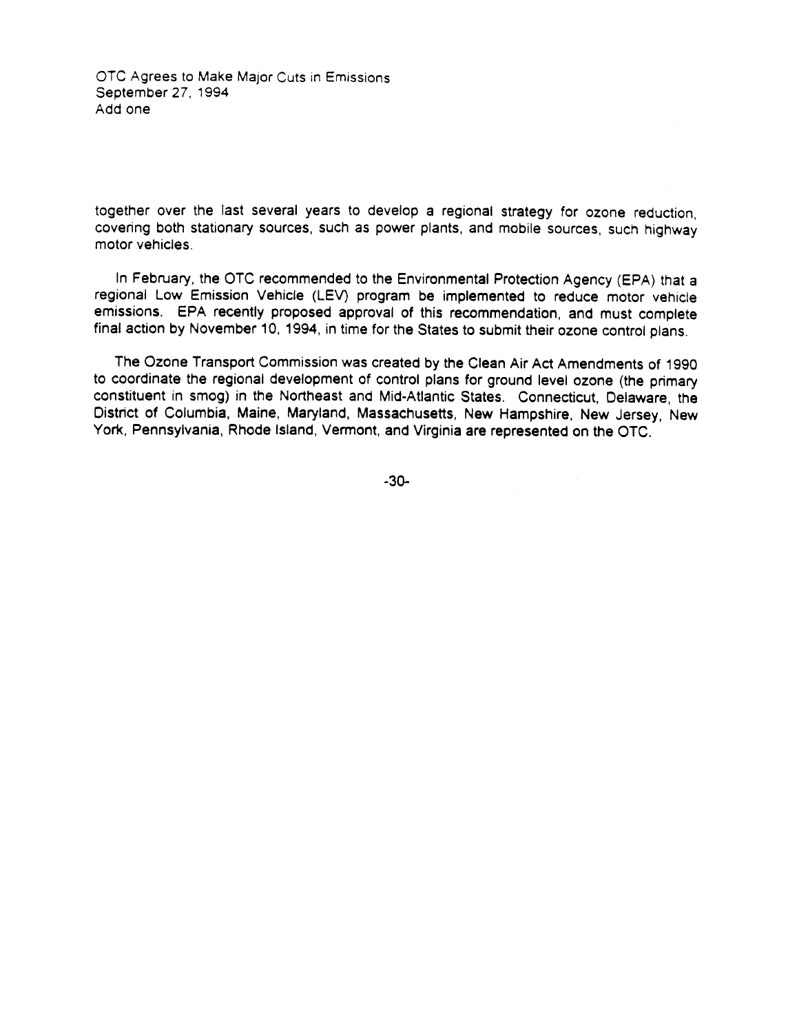together over the last several years to develop a regional strategy for ozone reduction, covering both stationary sources, such as power plants, and mobile sources, such highway motor vehicles.

In February, the OTC recommended to the Environmental Protection Agency (EPA) that a regional Low Emission Vehicle (LEV) program be implemented to reduce motor vehicle emissions. EPA recently proposed approval of this recommendation, and must complete final action by November 10, 1994, in time for the States to submit their ozone control plans.

The Ozone Transport Commission was created by the Clean Air Act Amendments of 1990 to coordinate the regional development of control plans for ground level ozone (the primary constituent in smog) in the Northeast and Mid-Atlantic States. Connecticut, Delaware, the District of Columbia, Maine, Maryland, Massachusetts, New Hampshire, New Jersey, New York, Pennsylvania, Rhode Island, Vermont, and Virginia are represented on the OTC.

-30-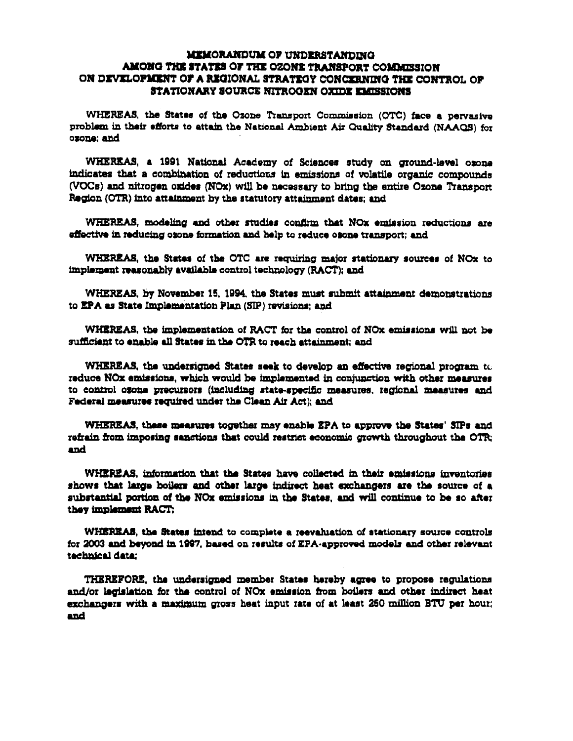# MEMORANDUM OF UNDERSTANDING AMONG THE STATES OF THE OZONE TRANSPORT COMMISSION ON DEVELOPMENT OF A REGIONAL STRATEGY CONCERNING THE CONTROL OF STATIONARY SOURCE NITROGEN OXIDE EMISSIONS

WHEREAS, the States of the Ozone Transport Commission (OTC) face a pervasive problem in their efforts to attain the National Ambient Air Quality Standard (NAAQS) for ozone; and

WHEREAS, a 1991 National Academy of Sciences study on ground-level ozone indicates that a combination of reductions in emissions of volatile organic compounds (VOCs) and nitrogen oxides (NOx) will be necessary to bring the entire Ozone Transport Region (OTR) into attainment by the statutory attainment dates; and

WHEREAS, modeling and other studies confirm that NOx emission reductions are effective in reducing ozone formation and help to reduce ozone transport; and

WHEREAS, the States of the OTC are requiring major stationary sources of NOx to implement reasonably available control technology (RACT); and

WHEREAS, by November 15, 1994, the States must submit attainment demonstrations to EPA as State Implementation Plan (SIP) revisions; and

WHEREAS, the implementation of RACT for the control of NOx emissions will not be sufficient to enable all States in the OTR to reach attainment; and

WHEREAS, the undersigned States seek to develop an effective regional program to reduce NOx emissions, which would be implemented in conjunction with other measures to control ozone precursors (including state-specific measures, regional measures and Federal measures required under the Clean Air Act); and

WHEREAS, these measures together may enable EPA to approve the States' SIPs and refrain from imposing sanctions that could restrict economic growth throughout the OTR; and

WHEREAS, information that the States have collected in their emissions inventories shows that large boilers and other large indirect heat exchangers are the source of a substantial portion of the NOx emissions in the States, and will continue to be so after they implement RACT;

WHEREAS, the States intend to complete a reevaluation of stationary source controls for 2003 and beyond in 1997, based on results of EPA-approved models and other relevant technical data;

THEREFORE, the undersigned member States hereby agree to propose regulations and/or legislation for the control of NOx emission from boilers and other indirect heat exchangers with a maximum gross heat input rate of at least 250 million BTU per hour; and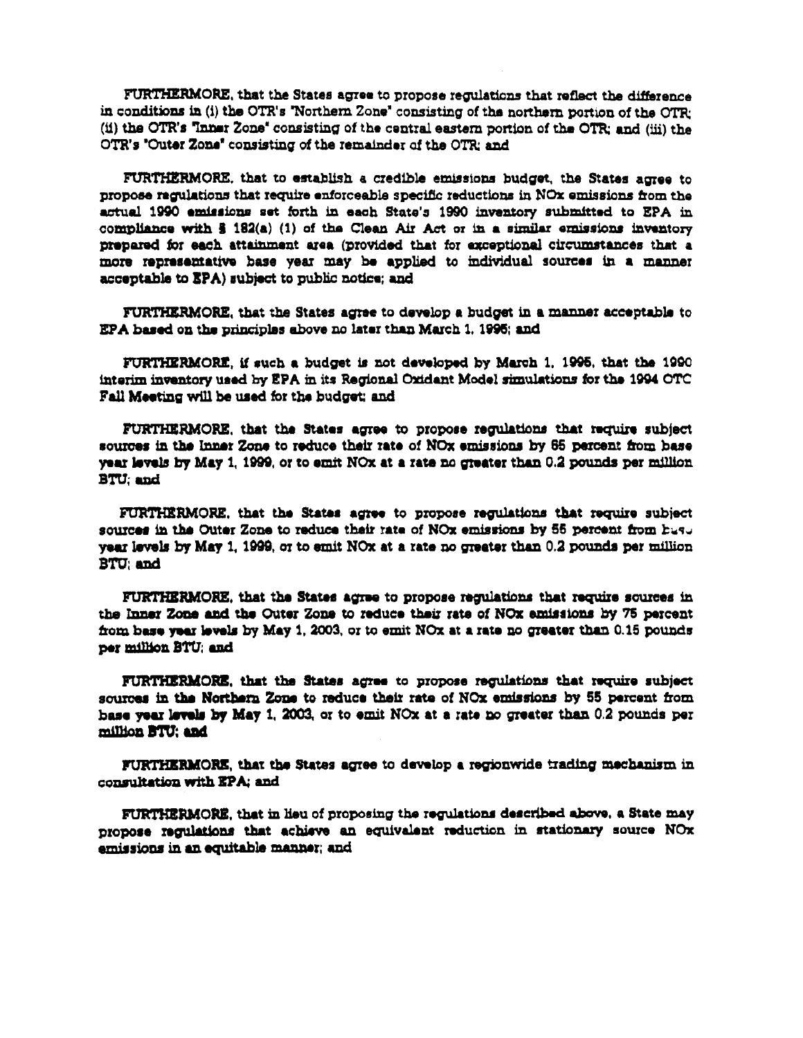FURTHERMORE, that the States agree to propose regulations that reflect the difference in conditions in (i) the OTR's "Northern Zone" consisting of the northern portion of the OTR; (ii) the OTR's "Inner Zone" consisting of the central eastern portion of the OTR; and (iii) the OTR's "Outer Zone" consisting of the remainder of the OTR; and

FURTHERMORE, that to establish a credible emissions budget, the States agree to propose regulations that require enforceable specific reductions in NOx emissions from the actual 1990 emissions set forth in each State's 1990 inventory submitted to EPA in compliance with § 182(a) (1) of the Clean Air Act or in a similar emissions inventory prepared for each attainment area (provided that for exceptional circumstances that a more representative base year may be applied to individual sources in a manner acceptable to EPA) subject to public notice; and

FURTHERMORE, that the States agree to develop a budget in a manner acceptable to EPA based on the principles above no later than March 1, 1995; and

FURTHERMORE, if such a budget is not developed by March 1, 1995, that the 1990 interim inventory used by EPA in its Regional Oxidant Model simulations for the 1994 OTC Fall Meeting will be used for the budget; and

FURTHERMORE, that the States agree to propose regulations that require subject sources in the Inner Zone to reduce their rate of NOx emissions by 65 percent from base year levels by May 1, 1999, or to emit NOx at a rate no greater than 0.2 pounds per million BTU; and

FURTHERMORE, that the States agree to propose regulations that require subject sources in the Outer Zone to reduce their rate of NOx emissions by 55 percent from base year levels by May 1, 1999, or to emit NOx at a rate no greater than 0.2 pounds per million BTU; and

FURTHERMORE, that the States agree to propose regulations that require sources in the Inner Zone and the Outer Zone to reduce their rate of NOx emissions by 75 percent from base year levels by May 1, 2003, or to emit NOx at a rate no greater than 0.15 pounds per million BTU; and

FURTHERMORE, that the States agree to propose regulations that require subject sources in the Northern Zone to reduce their rate of NOx emissions by 55 percent from base year levels by May 1, 2003, or to emit NOx at a rate no greater than 0.2 pounds per million BTU; and

FURTHERMORE, that the States agree to develop a regionwide trading mechanism in consultation with EPA; and

FURTHERMORE, that in lieu of proposing the regulations described above, a State may propose regulations that achieve an equivalent reduction in stationary source NOx emissions in an equitable manner; and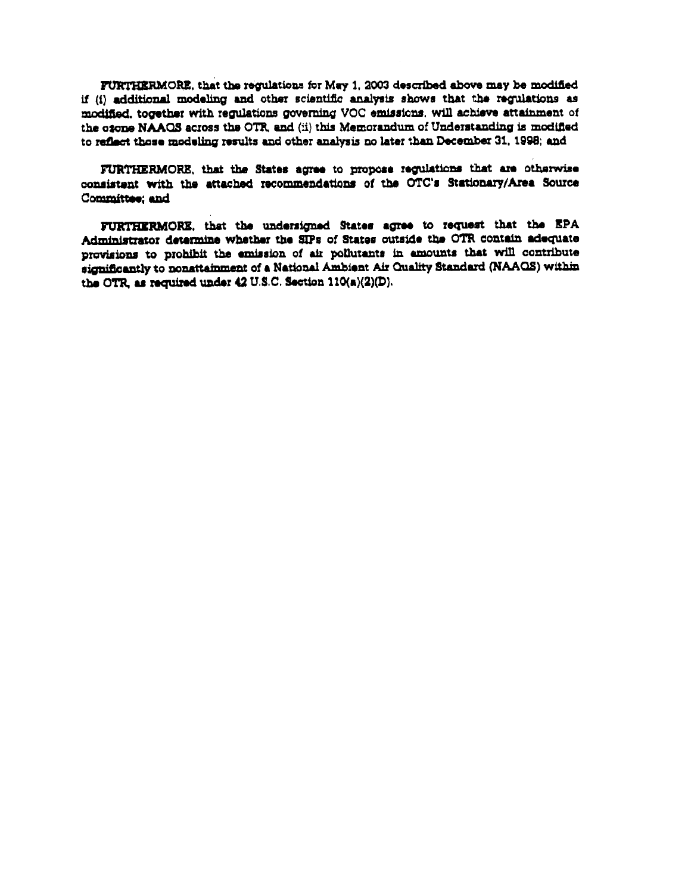**FURTHERMORE**, that the regulations for May 1, 2003 described above may be modified if (i) additional modeling and other scientific analysis shows that the regulations as modified, together with regulations governing VOC emissions, will achieve attainment of the ozone NAAQS across the OTR, and (ii) this Memorandum of Understanding is modified to reflect those modeling results and other analysis no later than December 31, 1998; and

**FURTHERMORE**, that the States agree to propose regulations that are otherwise consistent with the attached recommendations of the OTC's Stationary/Area Source Committee; and

**FURTHERMORE**, that the undersigned States agree to request that the EPA Administrator determine whether the SIPs of States outside the OTR contain adequate provisions to prohibit the emission of air pollutants in amounts that will contribute significantly to nonattainment of a National Ambient Air Quality Standard (NAAQS) within the OTR, as required under 42 U.S.C. Section 110(a)(2)(D).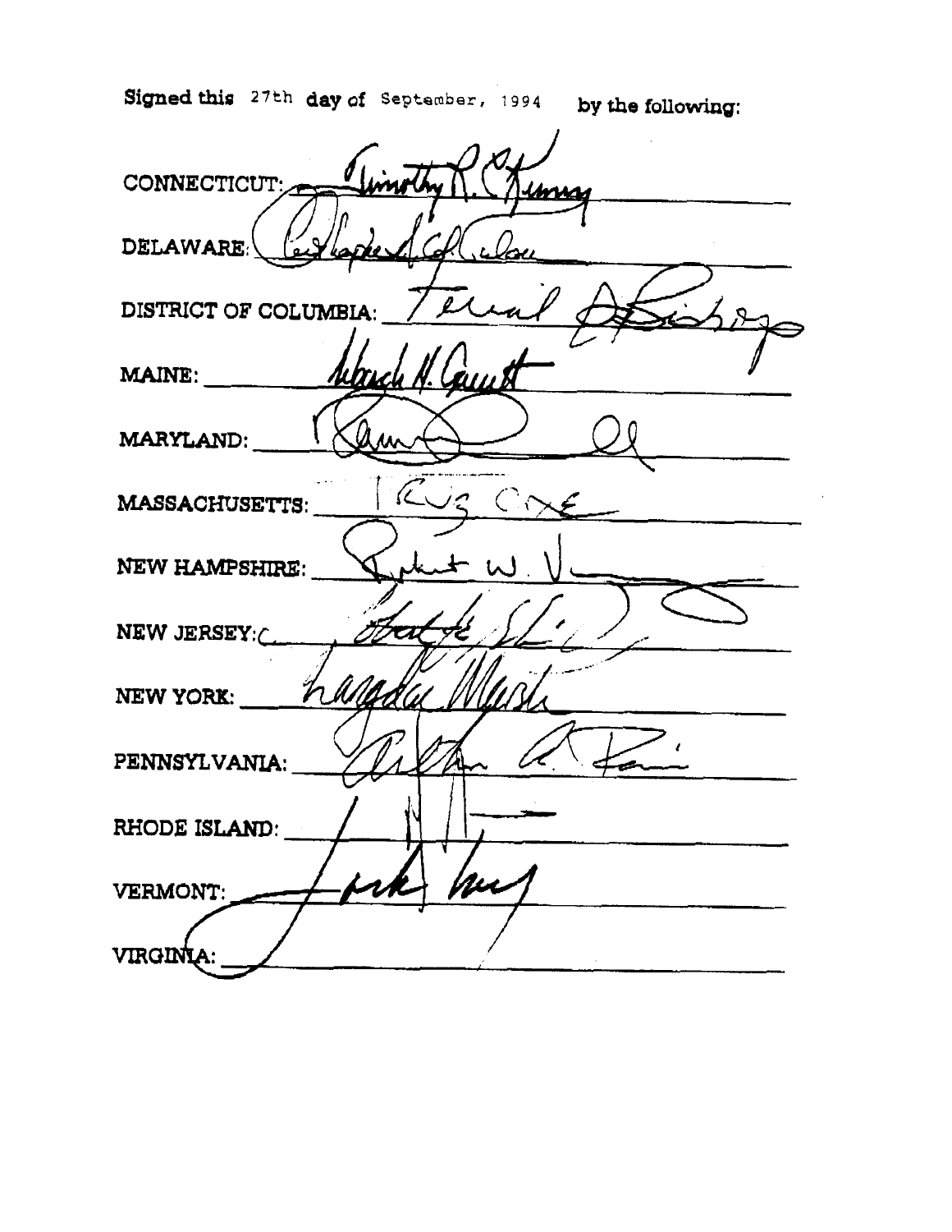Signed this 27th day of September, 1994 by the following:

CONNECTICUT: _______________

DELAWARE: _______________

DISTRICT OF COLUMBIA: _______________

MAINE: _______________

MARYLAND: _______________

MASSACHUSETTS: _______________

NEW HAMPSHIRE: _______________

NEW JERSEY: _______________

NEW YORK: _______________

PENNSYLVANIA: _______________

RHODE ISLAND: _______________

VERMONT: _______________

VIRGINIA: _______________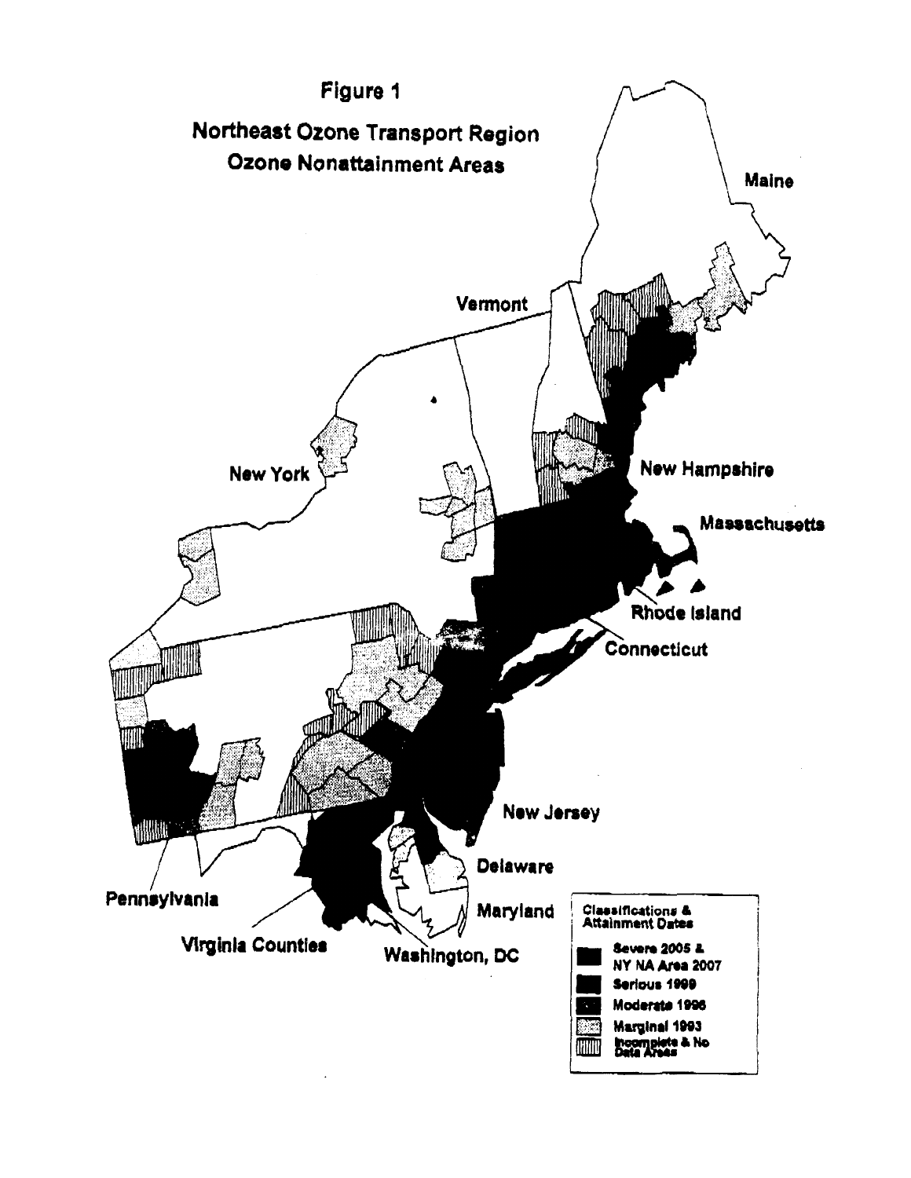# Figure 1

## Northeast Ozone Transport Region
## Ozone Nonattainment Areas

Maine

Vermont

New York

New Hampshire

Massachusetts

Rhode Island

Connecticut

New Jersey

Delaware

Pennsylvania

Maryland

Virginia Counties

Washington, DC

**Classifications & Attainment Dates**

- Severe 2005 & NY NA Area 2007
- Serious 1999
- Moderate 1996
- Marginal 1993
- Incomplete & No Data Areas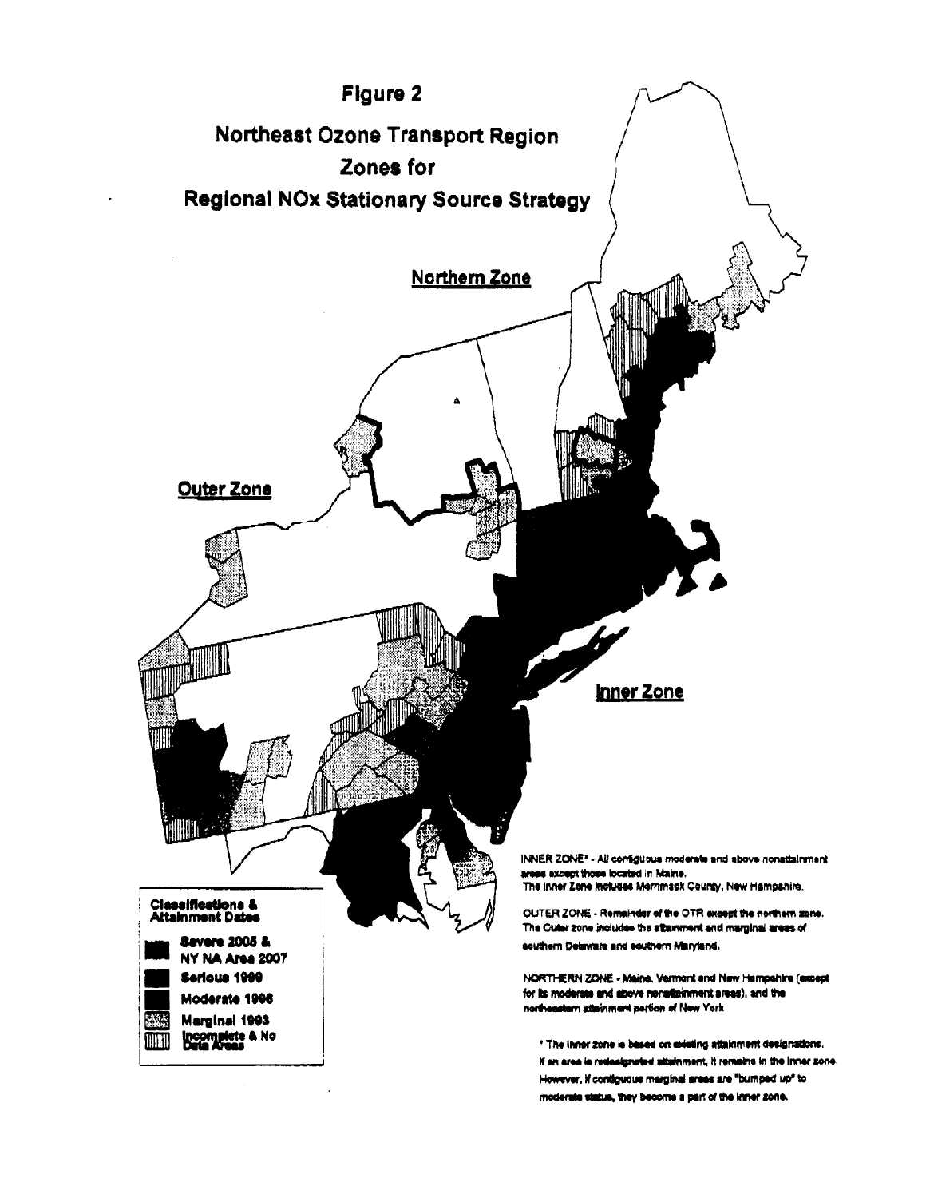# Figure 2

## Northeast Ozone Transport Region
## Zones for
## Regional NOx Stationary Source Strategy

**Northern Zone**

**Outer Zone**

**Inner Zone**

**Classifications & Attainment Dates**

- Severe 2005 & NY NA Area 2007
- Serious 1999
- Moderate 1996
- Marginal 1993
- Incomplete & No Data Areas

INNER ZONE* - All contiguous moderate and above nonattainment areas except those located in Maine.
The Inner Zone includes Merrimack County, New Hampshire.

OUTER ZONE - Remainder of the OTR except the northern zone.
The Outer zone includes the attainment and marginal areas of southern Delaware and southern Maryland.

NORTHERN ZONE - Maine, Vermont and New Hampshire (except for its moderate and above nonattainment areas), and the northeastern attainment portion of New York

\* The inner zone is based on existing attainment designations. If an area is redesignated attainment, it remains in the inner zone. However, if contiguous marginal areas are "bumped up" to moderate status, they become a part of the inner zone.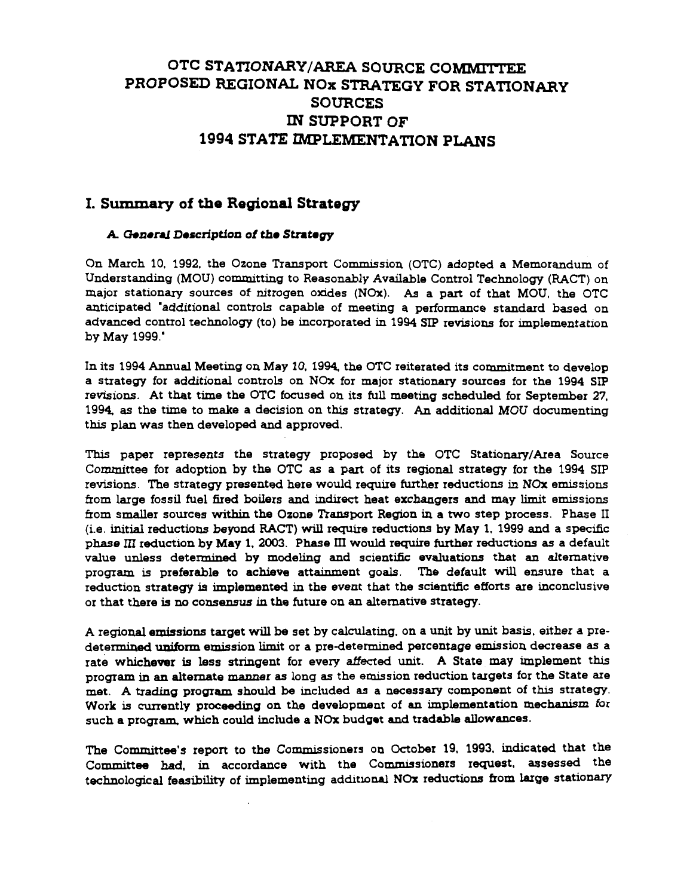# OTC STATIONARY/AREA SOURCE COMMITTEE PROPOSED REGIONAL NOx STRATEGY FOR STATIONARY SOURCES IN SUPPORT OF 1994 STATE IMPLEMENTATION PLANS

## I. Summary of the Regional Strategy

### *A. General Description of the Strategy*

On March 10, 1992, the Ozone Transport Commission (OTC) adopted a Memorandum of Understanding (MOU) committing to Reasonably Available Control Technology (RACT) on major stationary sources of nitrogen oxides (NOx). As a part of that MOU, the OTC anticipated "additional controls capable of meeting a performance standard based on advanced control technology (to) be incorporated in 1994 SIP revisions for implementation by May 1999."

In its 1994 Annual Meeting on May 10, 1994, the OTC reiterated its commitment to develop a strategy for additional controls on NOx for major stationary sources for the 1994 SIP revisions. At that time the OTC focused on its full meeting scheduled for September 27, 1994, as the time to make a decision on this strategy. An additional MOU documenting this plan was then developed and approved.

This paper represents the strategy proposed by the OTC Stationary/Area Source Committee for adoption by the OTC as a part of its regional strategy for the 1994 SIP revisions. The strategy presented here would require further reductions in NOx emissions from large fossil fuel fired boilers and indirect heat exchangers and may limit emissions from smaller sources within the Ozone Transport Region in a two step process. Phase II (i.e. initial reductions beyond RACT) will require reductions by May 1, 1999 and a specific phase III reduction by May 1, 2003. Phase III would require further reductions as a default value unless determined by modeling and scientific evaluations that an alternative program is preferable to achieve attainment goals. The default will ensure that a reduction strategy is implemented in the event that the scientific efforts are inconclusive or that there is no consensus in the future on an alternative strategy.

A regional emissions target will be set by calculating, on a unit by unit basis, either a pre-determined uniform emission limit or a pre-determined percentage emission decrease as a rate whichever is less stringent for every affected unit. A State may implement this program in an alternate manner as long as the emission reduction targets for the State are met. A trading program should be included as a necessary component of this strategy. Work is currently proceeding on the development of an implementation mechanism for such a program, which could include a NOx budget and tradable allowances.

The Committee's report to the Commissioners on October 19, 1993, indicated that the Committee had, in accordance with the Commissioners request, assessed the technological feasibility of implementing additional NOx reductions from large stationary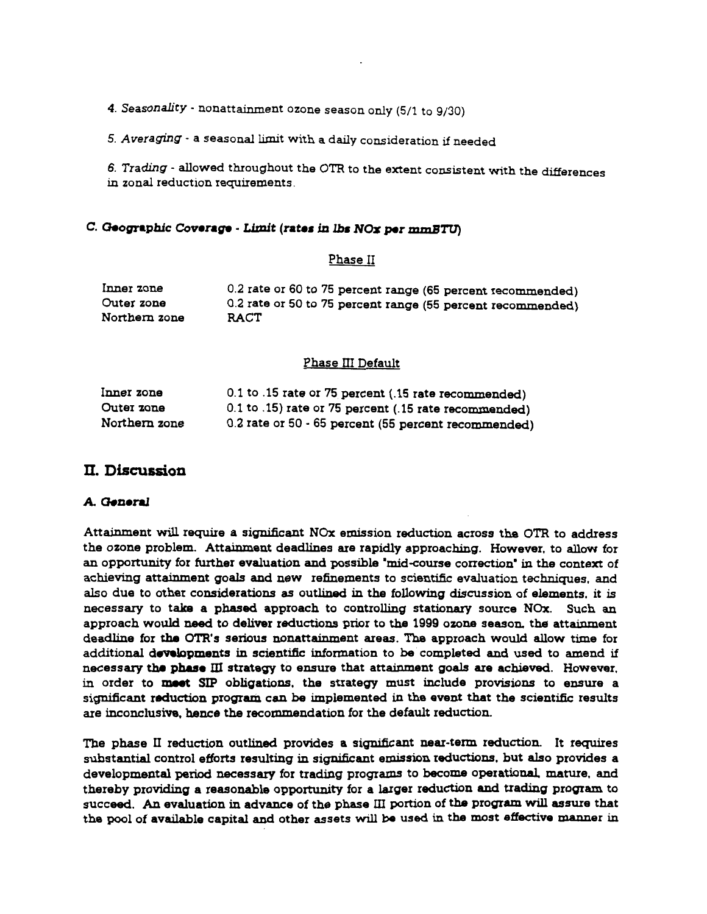4. *Seasonality* - nonattainment ozone season only (5/1 to 9/30)

5. *Averaging* - a seasonal limit with a daily consideration if needed

6. *Trading* - allowed throughout the OTR to the extent consistent with the differences in zonal reduction requirements.

### *C. Geographic Coverage - Limit (rates in lbs NOx per mmBTU)*

Phase II

| | |
|---|---|
| Inner zone | 0.2 rate or 60 to 75 percent range (65 percent recommended) |
| Outer zone | 0.2 rate or 50 to 75 percent range (55 percent recommended) |
| Northern zone | RACT |

Phase III Default

| | |
|---|---|
| Inner zone | 0.1 to .15 rate or 75 percent (.15 rate recommended) |
| Outer zone | 0.1 to .15) rate or 75 percent (.15 rate recommended) |
| Northern zone | 0.2 rate or 50 - 65 percent (55 percent recommended) |

## II. Discussion

### *A. General*

Attainment will require a significant NOx emission reduction across the OTR to address the ozone problem. Attainment deadlines are rapidly approaching. However, to allow for an opportunity for further evaluation and possible "mid-course correction" in the context of achieving attainment goals and new refinements to scientific evaluation techniques, and also due to other considerations as outlined in the following discussion of elements, it is necessary to take a phased approach to controlling stationary source NOx. Such an approach would need to deliver reductions prior to the 1999 ozone season, the attainment deadline for the OTR's serious nonattainment areas. The approach would allow time for additional developments in scientific information to be completed and used to amend if necessary the phase III strategy to ensure that attainment goals are achieved. However, in order to meet SIP obligations, the strategy must include provisions to ensure a significant reduction program can be implemented in the event that the scientific results are inconclusive, hence the recommendation for the default reduction.

The phase II reduction outlined provides a significant near-term reduction. It requires substantial control efforts resulting in significant emission reductions, but also provides a developmental period necessary for trading programs to become operational, mature, and thereby providing a reasonable opportunity for a larger reduction and trading program to succeed. An evaluation in advance of the phase III portion of the program will assure that the pool of available capital and other assets will be used in the most effective manner in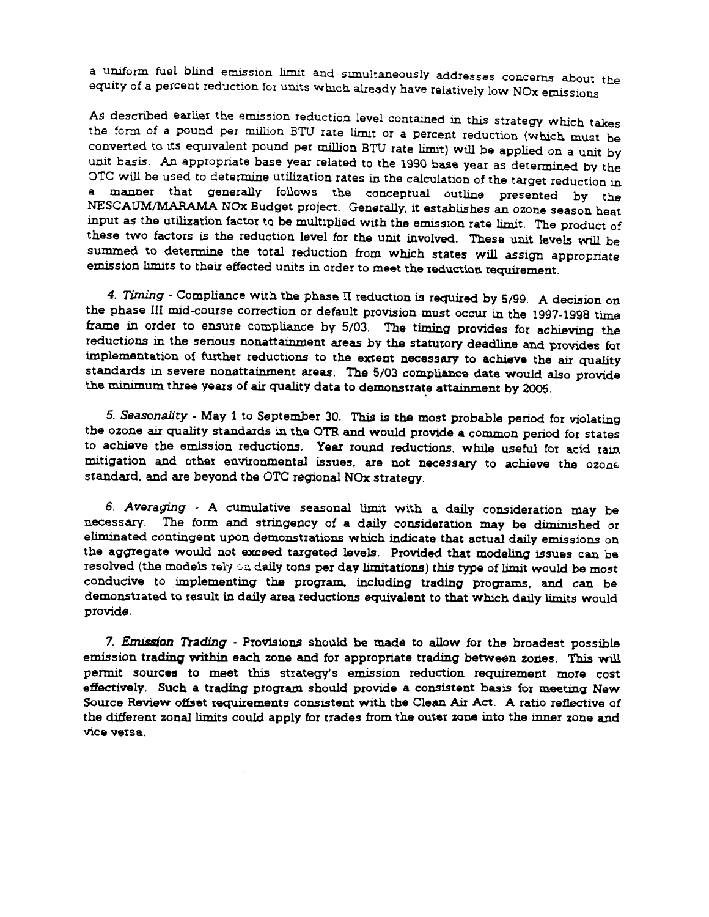a uniform fuel blind emission limit and simultaneously addresses concerns about the equity of a percent reduction for units which already have relatively low NOx emissions.

As described earlier the emission reduction level contained in this strategy which takes the form of a pound per million BTU rate limit or a percent reduction (which must be converted to its equivalent pound per million BTU rate limit) will be applied on a unit by unit basis. An appropriate base year related to the 1990 base year as determined by the OTC will be used to determine utilization rates in the calculation of the target reduction in a manner that generally follows the conceptual outline presented by the NESCAUM/MARAMA NOx Budget project. Generally, it establishes an ozone season heat input as the utilization factor to be multiplied with the emission rate limit. The product of these two factors is the reduction level for the unit involved. These unit levels will be summed to determine the total reduction from which states will assign appropriate emission limits to their effected units in order to meet the reduction requirement.

4. *Timing* - Compliance with the phase II reduction is required by 5/99. A decision on the phase III mid-course correction or default provision must occur in the 1997-1998 time frame in order to ensure compliance by 5/03. The timing provides for achieving the reductions in the serious nonattainment areas by the statutory deadline and provides for implementation of further reductions to the extent necessary to achieve the air quality standards in severe nonattainment areas. The 5/03 compliance date would also provide the minimum three years of air quality data to demonstrate attainment by 2005.

5. *Seasonality* - May 1 to September 30. This is the most probable period for violating the ozone air quality standards in the OTR and would provide a common period for states to achieve the emission reductions. Year round reductions, while useful for acid rain mitigation and other environmental issues, are not necessary to achieve the ozone standard, and are beyond the OTC regional NOx strategy.

6. *Averaging* - A cumulative seasonal limit with a daily consideration may be necessary. The form and stringency of a daily consideration may be diminished or eliminated contingent upon demonstrations which indicate that actual daily emissions on the aggregate would not exceed targeted levels. Provided that modeling issues can be resolved (the models rely on daily tons per day limitations) this type of limit would be most conducive to implementing the program, including trading programs, and can be demonstrated to result in daily area reductions equivalent to that which daily limits would provide.

7. *Emission Trading* - Provisions should be made to allow for the broadest possible emission trading within each zone and for appropriate trading between zones. This will permit sources to meet this strategy's emission reduction requirement more cost effectively. Such a trading program should provide a consistent basis for meeting New Source Review offset requirements consistent with the Clean Air Act. A ratio reflective of the different zonal limits could apply for trades from the outer zone into the inner zone and vice versa.